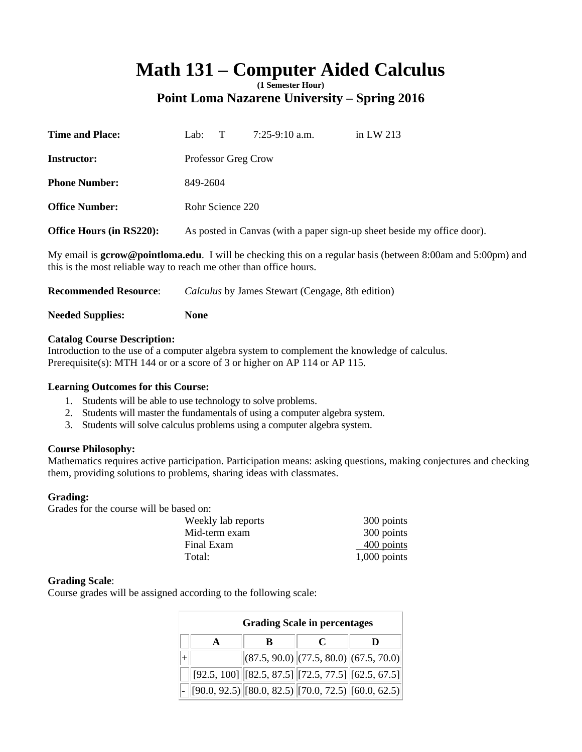# Math 131 – Computer Aided Calculus

**(1 Semester Hour)**

## Point Loma Nazarene University – Spring 2016

**Time and Place:** Lab: T 7:25-9:10 a.m. in LW 213

**Instructor:** Professor Greg Crow

**Phone Number:** 849-2604

**Office Number:** Rohr Science 220

**Office Hours (in RS220):** As posted in Canvas (with a paper sign-up sheet beside my office door).

My email is **gcrow@pointloma.edu**. I will be checking this on a regular basis (between 8:00am and 5:00pm) and this is the most reliable way to reach me other than office hours.

**Recommended Resource**: *Calculus* by James Stewart (Cengage, 8th edition)

**Needed Supplies:** **None**

**Catalog Course Description:**
Introduction to the use of a computer algebra system to complement the knowledge of calculus.
Prerequisite(s): MTH 144 or or a score of 3 or higher on AP 114 or AP 115.

**Learning Outcomes for this Course:**

1. Students will be able to use technology to solve problems.
2. Students will master the fundamentals of using a computer algebra system.
3. Students will solve calculus problems using a computer algebra system.

**Course Philosophy:**
Mathematics requires active participation. Participation means: asking questions, making conjectures and checking them, providing solutions to problems, sharing ideas with classmates.

**Grading:**
Grades for the course will be based on:

| | |
|---|---|
| Weekly lab reports | 300 points |
| Mid-term exam | 300 points |
| Final Exam | 400 points |
| Total: | 1,000 points |

**Grading Scale**:
Course grades will be assigned according to the following scale:

| Grading Scale in percentages | | | | |
|---|---|---|---|---|
| | A | B | C | D |
| + | | (87.5, 90.0) | (77.5, 80.0) | (67.5, 70.0) |
| | [92.5, 100] | [82.5, 87.5] | [72.5, 77.5] | [62.5, 67.5] |
| - | [90.0, 92.5) | [80.0, 82.5) | [70.0, 72.5) | [60.0, 62.5) |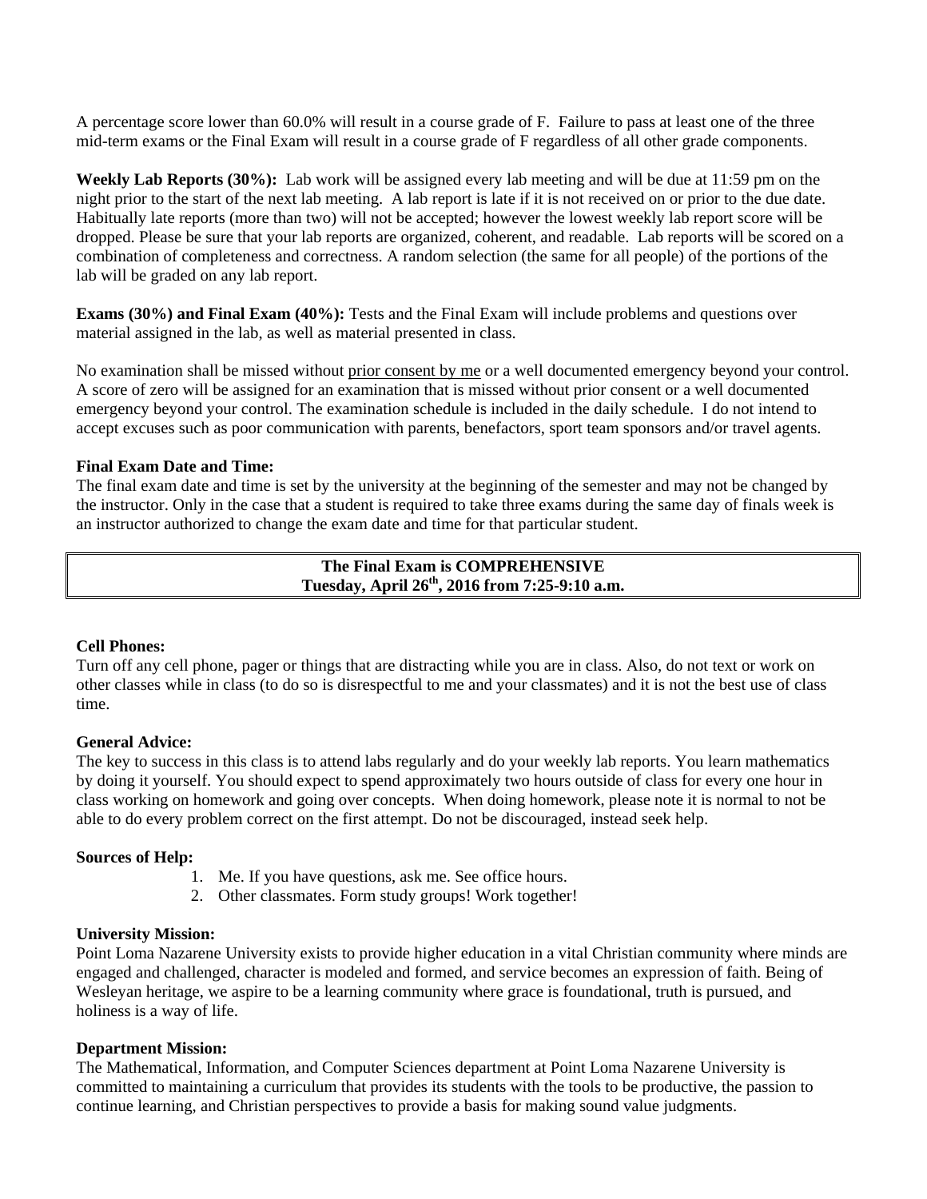A percentage score lower than 60.0% will result in a course grade of F. Failure to pass at least one of the three mid-term exams or the Final Exam will result in a course grade of F regardless of all other grade components.

**Weekly Lab Reports (30%):** Lab work will be assigned every lab meeting and will be due at 11:59 pm on the night prior to the start of the next lab meeting. A lab report is late if it is not received on or prior to the due date. Habitually late reports (more than two) will not be accepted; however the lowest weekly lab report score will be dropped. Please be sure that your lab reports are organized, coherent, and readable. Lab reports will be scored on a combination of completeness and correctness. A random selection (the same for all people) of the portions of the lab will be graded on any lab report.

**Exams (30%) and Final Exam (40%):** Tests and the Final Exam will include problems and questions over material assigned in the lab, as well as material presented in class.

No examination shall be missed without prior consent by me or a well documented emergency beyond your control. A score of zero will be assigned for an examination that is missed without prior consent or a well documented emergency beyond your control. The examination schedule is included in the daily schedule. I do not intend to accept excuses such as poor communication with parents, benefactors, sport team sponsors and/or travel agents.

**Final Exam Date and Time:**
The final exam date and time is set by the university at the beginning of the semester and may not be changed by the instructor. Only in the case that a student is required to take three exams during the same day of finals week is an instructor authorized to change the exam date and time for that particular student.

**The Final Exam is COMPREHENSIVE**
**Tuesday, April 26th, 2016 from 7:25-9:10 a.m.**

**Cell Phones:**
Turn off any cell phone, pager or things that are distracting while you are in class. Also, do not text or work on other classes while in class (to do so is disrespectful to me and your classmates) and it is not the best use of class time.

**General Advice:**
The key to success in this class is to attend labs regularly and do your weekly lab reports. You learn mathematics by doing it yourself. You should expect to spend approximately two hours outside of class for every one hour in class working on homework and going over concepts. When doing homework, please note it is normal to not be able to do every problem correct on the first attempt. Do not be discouraged, instead seek help.

**Sources of Help:**

1. Me. If you have questions, ask me. See office hours.
2. Other classmates. Form study groups! Work together!

**University Mission:**
Point Loma Nazarene University exists to provide higher education in a vital Christian community where minds are engaged and challenged, character is modeled and formed, and service becomes an expression of faith. Being of Wesleyan heritage, we aspire to be a learning community where grace is foundational, truth is pursued, and holiness is a way of life.

**Department Mission:**
The Mathematical, Information, and Computer Sciences department at Point Loma Nazarene University is committed to maintaining a curriculum that provides its students with the tools to be productive, the passion to continue learning, and Christian perspectives to provide a basis for making sound value judgments.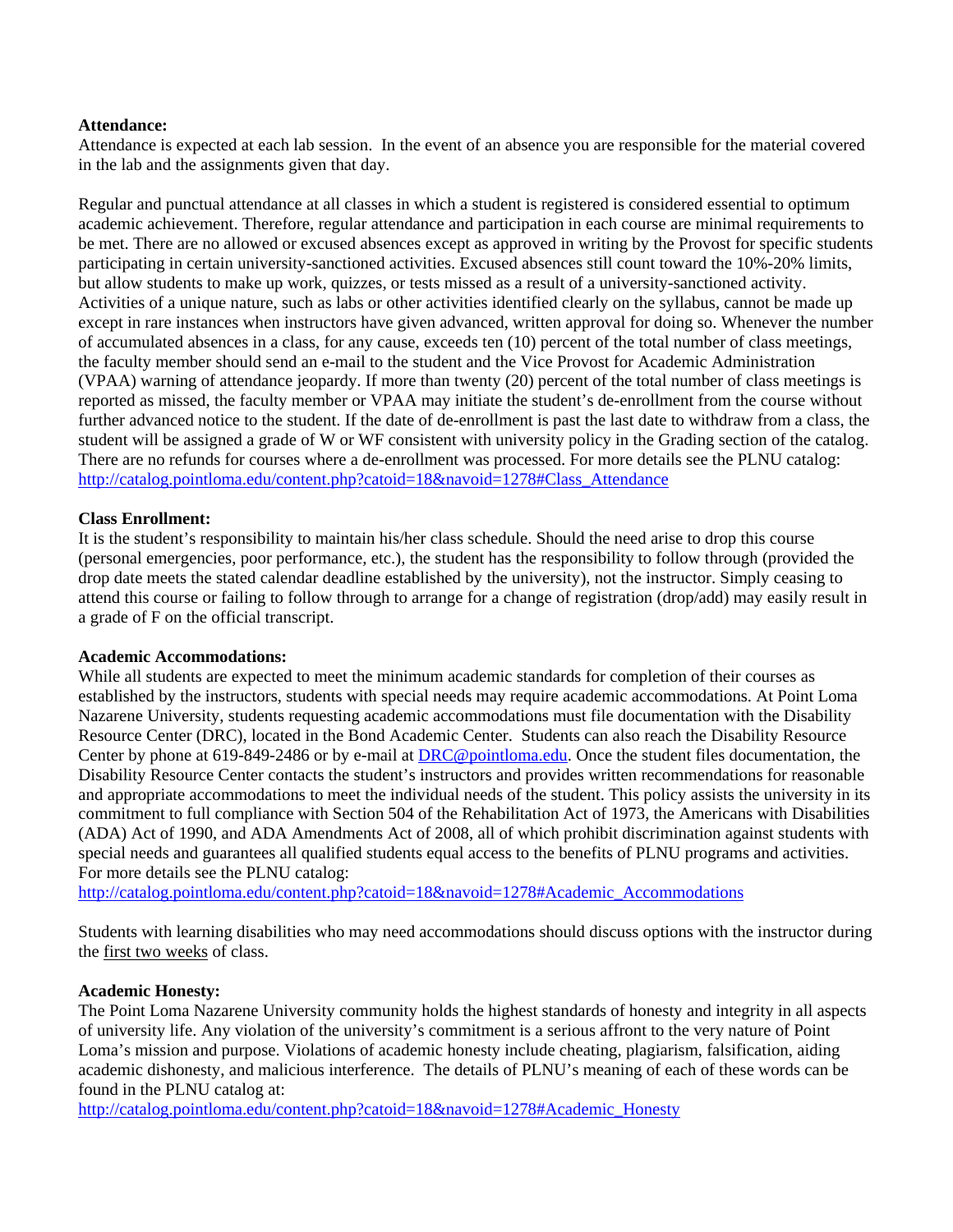**Attendance:**

Attendance is expected at each lab session. In the event of an absence you are responsible for the material covered in the lab and the assignments given that day.

Regular and punctual attendance at all classes in which a student is registered is considered essential to optimum academic achievement. Therefore, regular attendance and participation in each course are minimal requirements to be met. There are no allowed or excused absences except as approved in writing by the Provost for specific students participating in certain university-sanctioned activities. Excused absences still count toward the 10%-20% limits, but allow students to make up work, quizzes, or tests missed as a result of a university-sanctioned activity. Activities of a unique nature, such as labs or other activities identified clearly on the syllabus, cannot be made up except in rare instances when instructors have given advanced, written approval for doing so. Whenever the number of accumulated absences in a class, for any cause, exceeds ten (10) percent of the total number of class meetings, the faculty member should send an e-mail to the student and the Vice Provost for Academic Administration (VPAA) warning of attendance jeopardy. If more than twenty (20) percent of the total number of class meetings is reported as missed, the faculty member or VPAA may initiate the student's de-enrollment from the course without further advanced notice to the student. If the date of de-enrollment is past the last date to withdraw from a class, the student will be assigned a grade of W or WF consistent with university policy in the Grading section of the catalog. There are no refunds for courses where a de-enrollment was processed. For more details see the PLNU catalog: http://catalog.pointloma.edu/content.php?catoid=18&navoid=1278#Class_Attendance

**Class Enrollment:**

It is the student's responsibility to maintain his/her class schedule. Should the need arise to drop this course (personal emergencies, poor performance, etc.), the student has the responsibility to follow through (provided the drop date meets the stated calendar deadline established by the university), not the instructor. Simply ceasing to attend this course or failing to follow through to arrange for a change of registration (drop/add) may easily result in a grade of F on the official transcript.

**Academic Accommodations:**

While all students are expected to meet the minimum academic standards for completion of their courses as established by the instructors, students with special needs may require academic accommodations. At Point Loma Nazarene University, students requesting academic accommodations must file documentation with the Disability Resource Center (DRC), located in the Bond Academic Center. Students can also reach the Disability Resource Center by phone at 619-849-2486 or by e-mail at DRC@pointloma.edu. Once the student files documentation, the Disability Resource Center contacts the student's instructors and provides written recommendations for reasonable and appropriate accommodations to meet the individual needs of the student. This policy assists the university in its commitment to full compliance with Section 504 of the Rehabilitation Act of 1973, the Americans with Disabilities (ADA) Act of 1990, and ADA Amendments Act of 2008, all of which prohibit discrimination against students with special needs and guarantees all qualified students equal access to the benefits of PLNU programs and activities. For more details see the PLNU catalog:
http://catalog.pointloma.edu/content.php?catoid=18&navoid=1278#Academic_Accommodations

Students with learning disabilities who may need accommodations should discuss options with the instructor during the <u>first two weeks</u> of class.

**Academic Honesty:**

The Point Loma Nazarene University community holds the highest standards of honesty and integrity in all aspects of university life. Any violation of the university's commitment is a serious affront to the very nature of Point Loma's mission and purpose. Violations of academic honesty include cheating, plagiarism, falsification, aiding academic dishonesty, and malicious interference. The details of PLNU's meaning of each of these words can be found in the PLNU catalog at:
http://catalog.pointloma.edu/content.php?catoid=18&navoid=1278#Academic_Honesty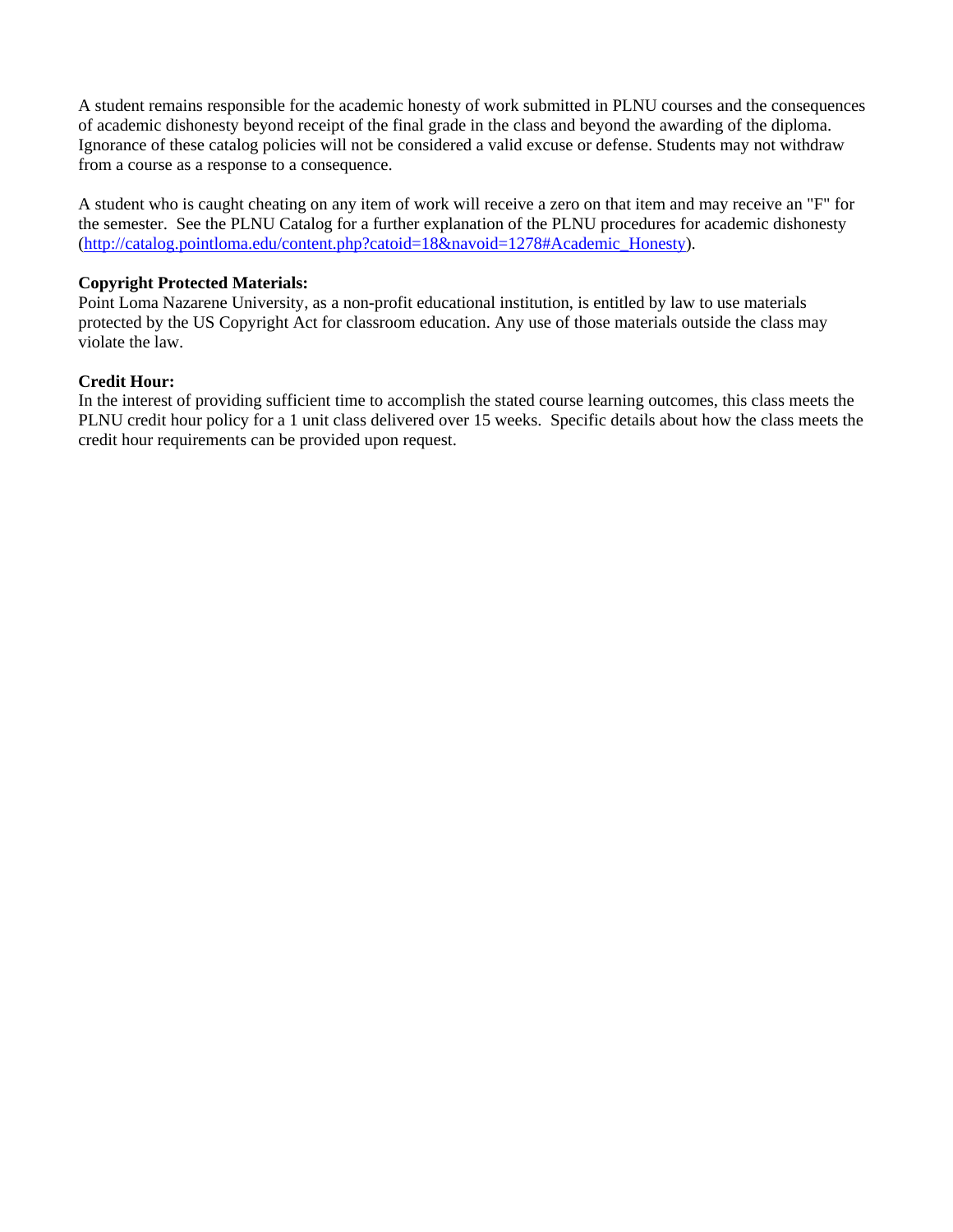A student remains responsible for the academic honesty of work submitted in PLNU courses and the consequences of academic dishonesty beyond receipt of the final grade in the class and beyond the awarding of the diploma. Ignorance of these catalog policies will not be considered a valid excuse or defense. Students may not withdraw from a course as a response to a consequence.

A student who is caught cheating on any item of work will receive a zero on that item and may receive an "F" for the semester. See the PLNU Catalog for a further explanation of the PLNU procedures for academic dishonesty (http://catalog.pointloma.edu/content.php?catoid=18&navoid=1278#Academic_Honesty).

**Copyright Protected Materials:**
Point Loma Nazarene University, as a non-profit educational institution, is entitled by law to use materials protected by the US Copyright Act for classroom education. Any use of those materials outside the class may violate the law.

**Credit Hour:**
In the interest of providing sufficient time to accomplish the stated course learning outcomes, this class meets the PLNU credit hour policy for a 1 unit class delivered over 15 weeks. Specific details about how the class meets the credit hour requirements can be provided upon request.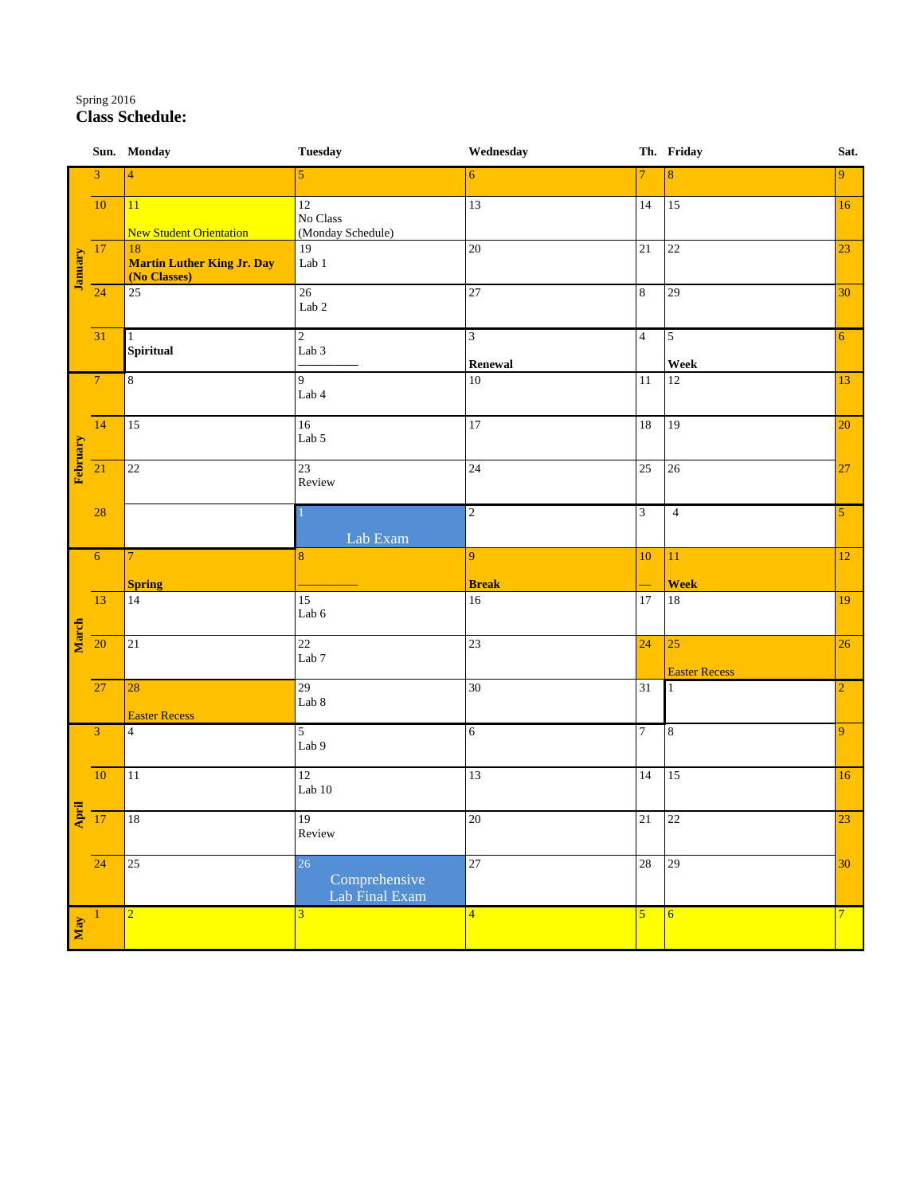Spring 2016

## Class Schedule:

| | Sun. | Monday | Tuesday | Wednesday | Th. | Friday | Sat. |
|---|---|---|---|---|---|---|---|
| January | 3 | 4 | 5 | 6 | 7 | 8 | 9 |
| | 10 | 11 New Student Orientation | 12 No Class (Monday Schedule) | 13 | 14 | 15 | 16 |
| | 17 | 18 **Martin Luther King Jr. Day (No Classes)** | 19 Lab 1 | 20 | 21 | 22 | 23 |
| | 24 | 25 | 26 Lab 2 | 27 | 8 | 29 | 30 |
| | 31 | 1 **Spiritual** | 2 Lab 3 | 3 **Renewal** | 4 | 5 **Week** | 6 |
| February | 7 | 8 | 9 Lab 4 | 10 | 11 | 12 | 13 |
| | 14 | 15 | 16 Lab 5 | 17 | 18 | 19 | 20 |
| | 21 | 22 | 23 Review | 24 | 25 | 26 | 27 |
| | 28 | | 1 Lab Exam | 2 | 3 | 4 | 5 |
| March | 6 | 7 **Spring** | 8 | 9 **Break** | 10 | 11 **Week** | 12 |
| | 13 | 14 | 15 Lab 6 | 16 | 17 | 18 | 19 |
| | 20 | 21 | 22 Lab 7 | 23 | 24 | 25 Easter Recess | 26 |
| | 27 | 28 Easter Recess | 29 Lab 8 | 30 | 31 | 1 | 2 |
| April | 3 | 4 | 5 Lab 9 | 6 | 7 | 8 | 9 |
| | 10 | 11 | 12 Lab 10 | 13 | 14 | 15 | 16 |
| | 17 | 18 | 19 Review | 20 | 21 | 22 | 23 |
| | 24 | 25 | 26 Comprehensive Lab Final Exam | 27 | 28 | 29 | 30 |
| May | 1 | 2 | 3 | 4 | 5 | 6 | 7 |